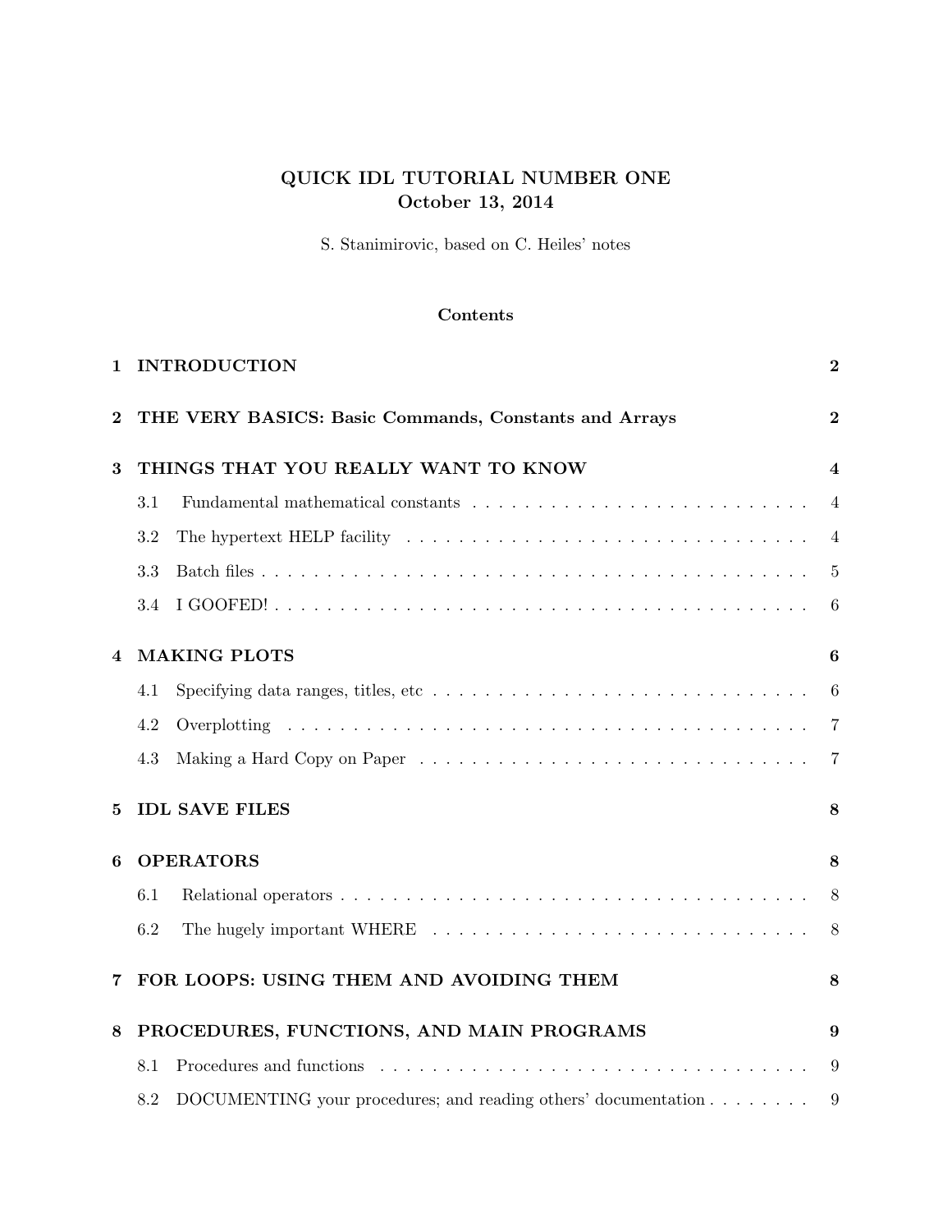# QUICK IDL TUTORIAL NUMBER ONE
## October 13, 2014

S. Stanimirovic, based on C. Heiles' notes

### Contents

**1 INTRODUCTION** — **2**

**2 THE VERY BASICS: Basic Commands, Constants and Arrays** — **2**

**3 THINGS THAT YOU REALLY WANT TO KNOW** — **4**

- 3.1 Fundamental mathematical constants — 4
- 3.2 The hypertext HELP facility — 4
- 3.3 Batch files — 5
- 3.4 I GOOFED! — 6

**4 MAKING PLOTS** — **6**

- 4.1 Specifying data ranges, titles, etc — 6
- 4.2 Overplotting — 7
- 4.3 Making a Hard Copy on Paper — 7

**5 IDL SAVE FILES** — **8**

**6 OPERATORS** — **8**

- 6.1 Relational operators — 8
- 6.2 The hugely important WHERE — 8

**7 FOR LOOPS: USING THEM AND AVOIDING THEM** — **8**

**8 PROCEDURES, FUNCTIONS, AND MAIN PROGRAMS** — **9**

- 8.1 Procedures and functions — 9
- 8.2 DOCUMENTING your procedures; and reading others' documentation — 9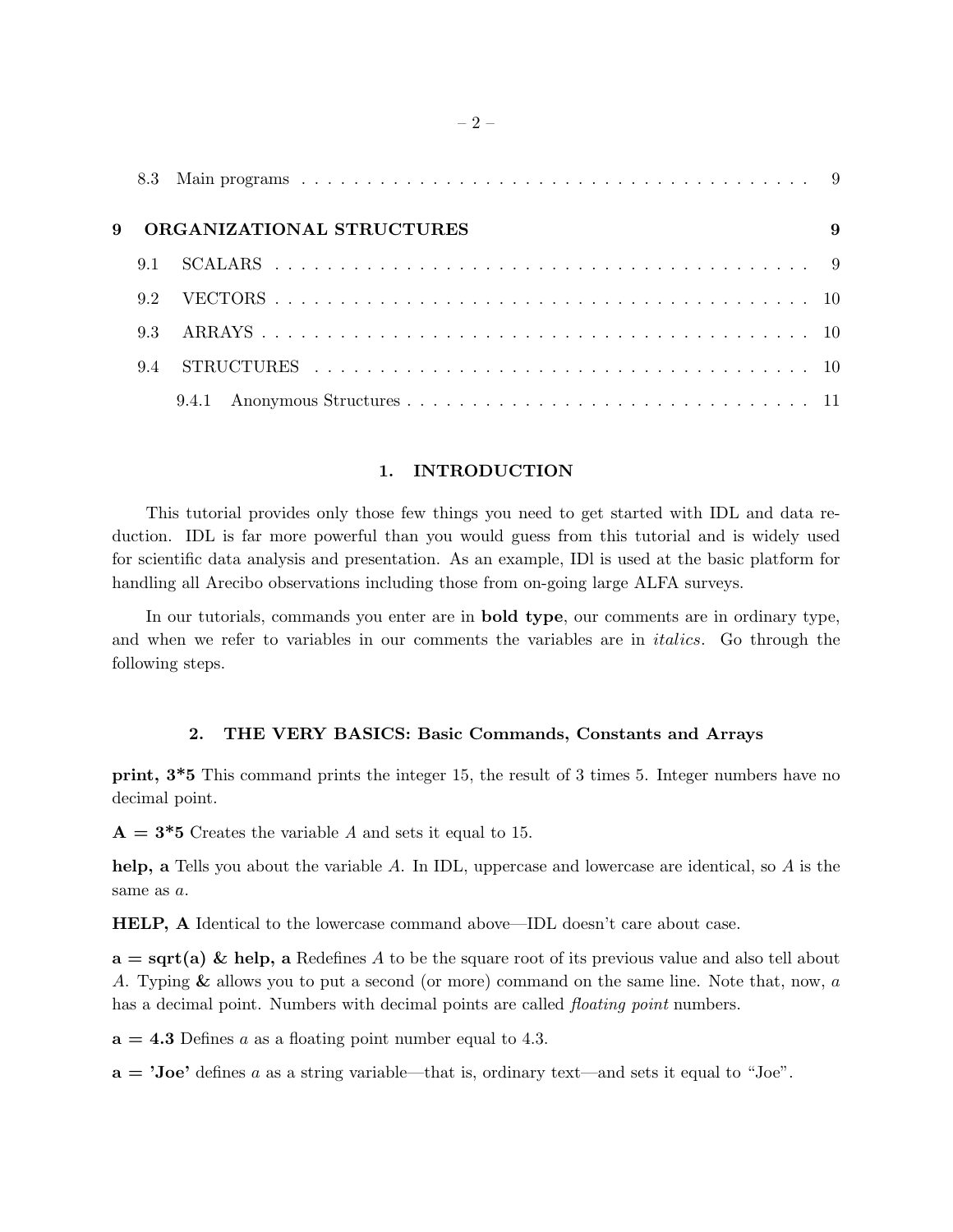8.3 Main programs . . . . . . . . . . . . . . . . . . . . . . . . . . . . . . . . . . . . . . . . 9

**9 ORGANIZATIONAL STRUCTURES** **9**

9.1 SCALARS . . . . . . . . . . . . . . . . . . . . . . . . . . . . . . . . . . . . . . . . . 9

9.2 VECTORS . . . . . . . . . . . . . . . . . . . . . . . . . . . . . . . . . . . . . . . . 10

9.3 ARRAYS . . . . . . . . . . . . . . . . . . . . . . . . . . . . . . . . . . . . . . . . . 10

9.4 STRUCTURES . . . . . . . . . . . . . . . . . . . . . . . . . . . . . . . . . . . . . . 10

9.4.1 Anonymous Structures . . . . . . . . . . . . . . . . . . . . . . . . . . . . . . . 11

## 1. INTRODUCTION

This tutorial provides only those few things you need to get started with IDL and data reduction. IDL is far more powerful than you would guess from this tutorial and is widely used for scientific data analysis and presentation. As an example, IDl is used at the basic platform for handling all Arecibo observations including those from on-going large ALFA surveys.

In our tutorials, commands you enter are in **bold type**, our comments are in ordinary type, and when we refer to variables in our comments the variables are in *italics*. Go through the following steps.

## 2. THE VERY BASICS: Basic Commands, Constants and Arrays

**print, 3*5** This command prints the integer 15, the result of 3 times 5. Integer numbers have no decimal point.

**A = 3*5** Creates the variable *A* and sets it equal to 15.

**help, a** Tells you about the variable *A*. In IDL, uppercase and lowercase are identical, so *A* is the same as *a*.

**HELP, A** Identical to the lowercase command above—IDL doesn't care about case.

**a = sqrt(a) & help, a** Redefines *A* to be the square root of its previous value and also tell about *A*. Typing **&** allows you to put a second (or more) command on the same line. Note that, now, *a* has a decimal point. Numbers with decimal points are called *floating point* numbers.

**a = 4.3** Defines *a* as a floating point number equal to 4.3.

**a = 'Joe'** defines *a* as a string variable—that is, ordinary text—and sets it equal to "Joe".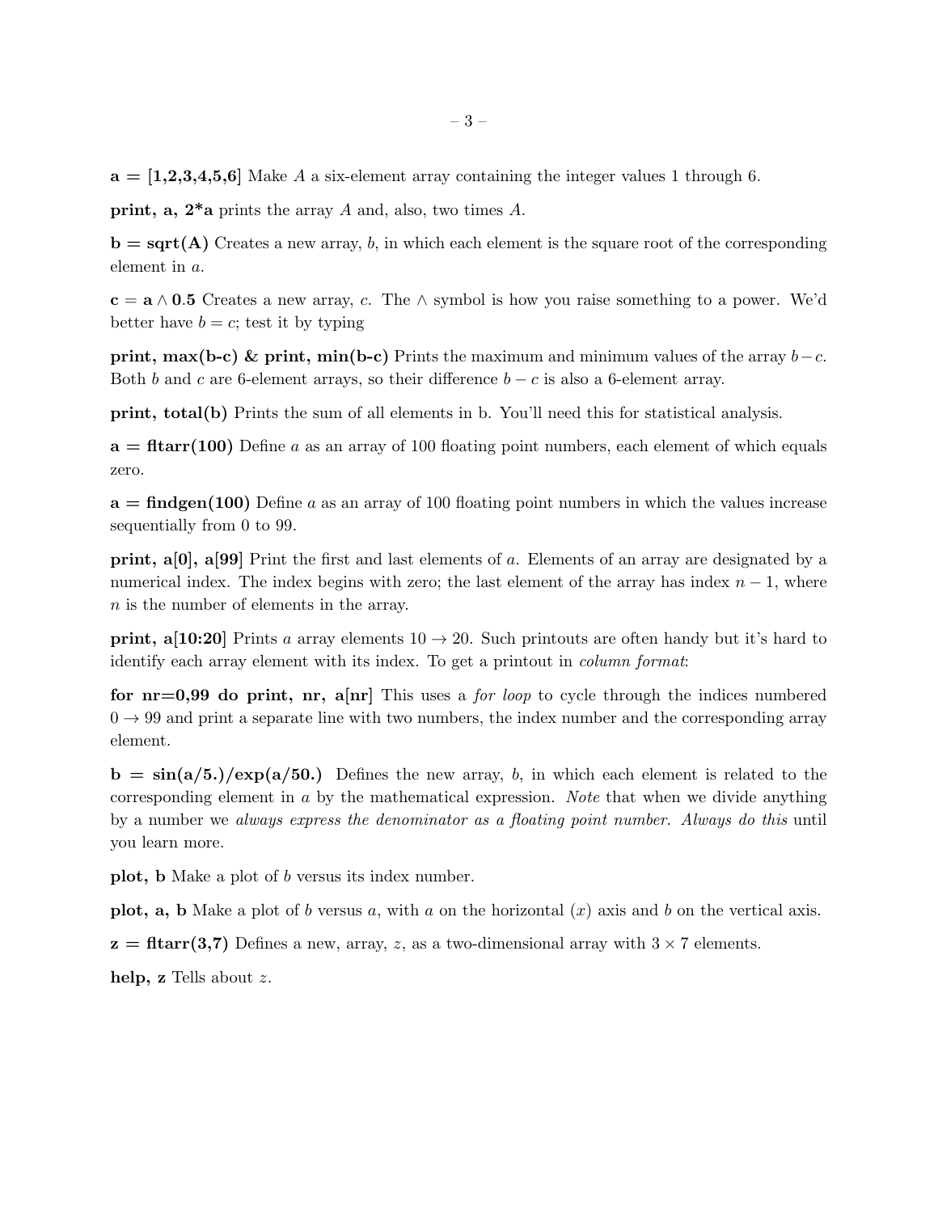**a = [1,2,3,4,5,6]** Make $A$ a six-element array containing the integer values 1 through 6.

**print, a, 2*a** prints the array $A$ and, also, two times $A$.

**b = sqrt(A)** Creates a new array, $b$, in which each element is the square root of the corresponding element in $a$.

**c = a $\wedge$ 0.5** Creates a new array, $c$. The $\wedge$ symbol is how you raise something to a power. We'd better have $b = c$; test it by typing

**print, max(b-c) & print, min(b-c)** Prints the maximum and minimum values of the array $b-c$. Both $b$ and $c$ are 6-element arrays, so their difference $b - c$ is also a 6-element array.

**print, total(b)** Prints the sum of all elements in b. You'll need this for statistical analysis.

**a = fltarr(100)** Define $a$ as an array of 100 floating point numbers, each element of which equals zero.

**a = findgen(100)** Define $a$ as an array of 100 floating point numbers in which the values increase sequentially from 0 to 99.

**print, a[0], a[99]** Print the first and last elements of $a$. Elements of an array are designated by a numerical index. The index begins with zero; the last element of the array has index $n - 1$, where $n$ is the number of elements in the array.

**print, a[10:20]** Prints $a$ array elements $10 \rightarrow 20$. Such printouts are often handy but it's hard to identify each array element with its index. To get a printout in *column format*:

**for nr=0,99 do print, nr, a[nr]** This uses a *for loop* to cycle through the indices numbered $0 \rightarrow 99$ and print a separate line with two numbers, the index number and the corresponding array element.

**b = sin(a/5.)/exp(a/50.)** Defines the new array, $b$, in which each element is related to the corresponding element in $a$ by the mathematical expression. *Note* that when we divide anything by a number we *always express the denominator as a floating point number*. *Always do this* until you learn more.

**plot, b** Make a plot of $b$ versus its index number.

**plot, a, b** Make a plot of $b$ versus $a$, with $a$ on the horizontal ($x$) axis and $b$ on the vertical axis.

**z = fltarr(3,7)** Defines a new, array, $z$, as a two-dimensional array with $3 \times 7$ elements.

**help, z** Tells about $z$.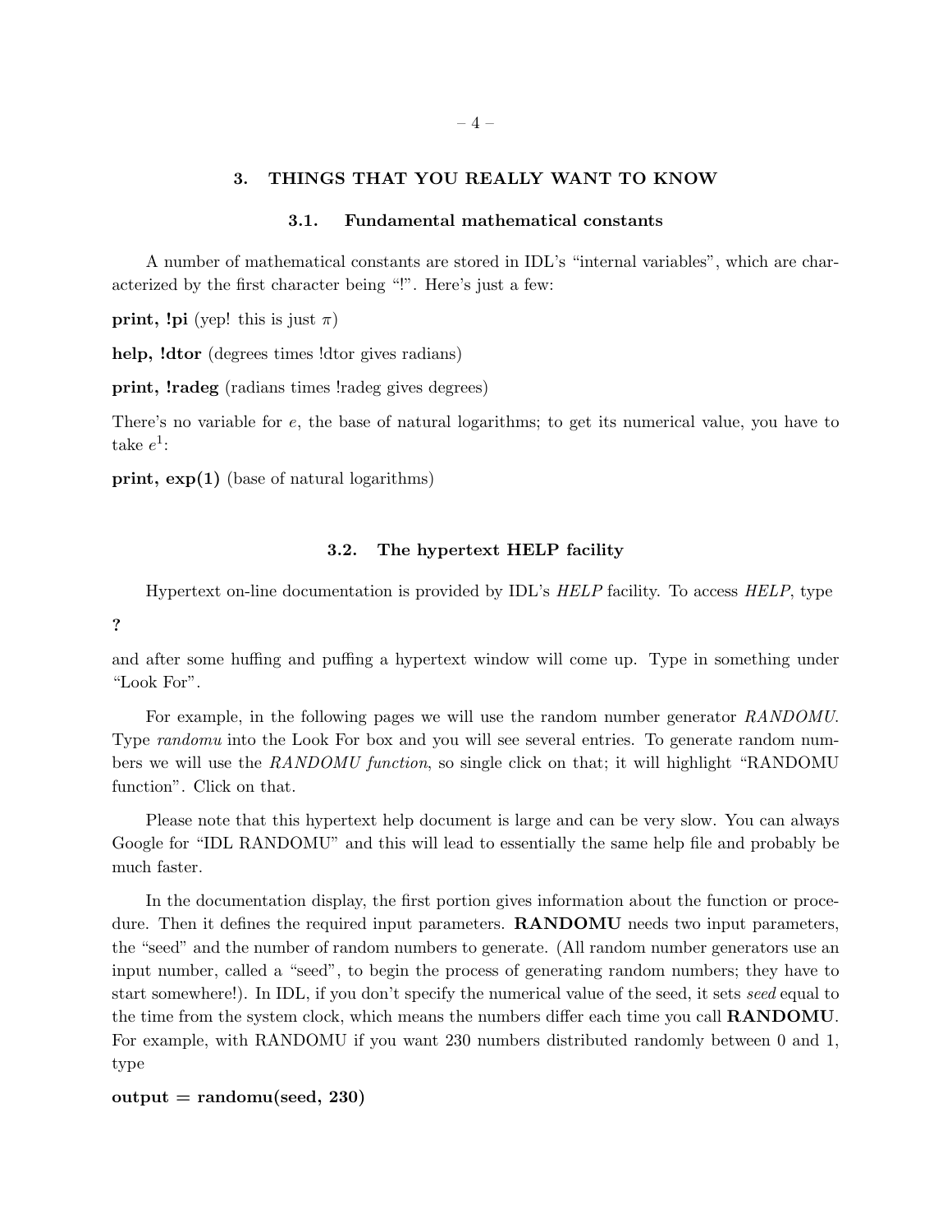## 3. THINGS THAT YOU REALLY WANT TO KNOW

### 3.1. Fundamental mathematical constants

A number of mathematical constants are stored in IDL's "internal variables", which are characterized by the first character being "!". Here's just a few:

**print, !pi** (yep! this is just $\pi$)

**help, !dtor** (degrees times !dtor gives radians)

**print, !radeg** (radians times !radeg gives degrees)

There's no variable for $e$, the base of natural logarithms; to get its numerical value, you have to take $e^1$:

**print, exp(1)** (base of natural logarithms)

### 3.2. The hypertext HELP facility

Hypertext on-line documentation is provided by IDL's *HELP* facility. To access *HELP*, type

**?**

and after some huffing and puffing a hypertext window will come up. Type in something under "Look For".

For example, in the following pages we will use the random number generator *RANDOMU*. Type *randomu* into the Look For box and you will see several entries. To generate random numbers we will use the *RANDOMU function*, so single click on that; it will highlight "RANDOMU function". Click on that.

Please note that this hypertext help document is large and can be very slow. You can always Google for "IDL RANDOMU" and this will lead to essentially the same help file and probably be much faster.

In the documentation display, the first portion gives information about the function or procedure. Then it defines the required input parameters. **RANDOMU** needs two input parameters, the "seed" and the number of random numbers to generate. (All random number generators use an input number, called a "seed", to begin the process of generating random numbers; they have to start somewhere!). In IDL, if you don't specify the numerical value of the seed, it sets *seed* equal to the time from the system clock, which means the numbers differ each time you call **RANDOMU**. For example, with RANDOMU if you want 230 numbers distributed randomly between 0 and 1, type

**output = randomu(seed, 230)**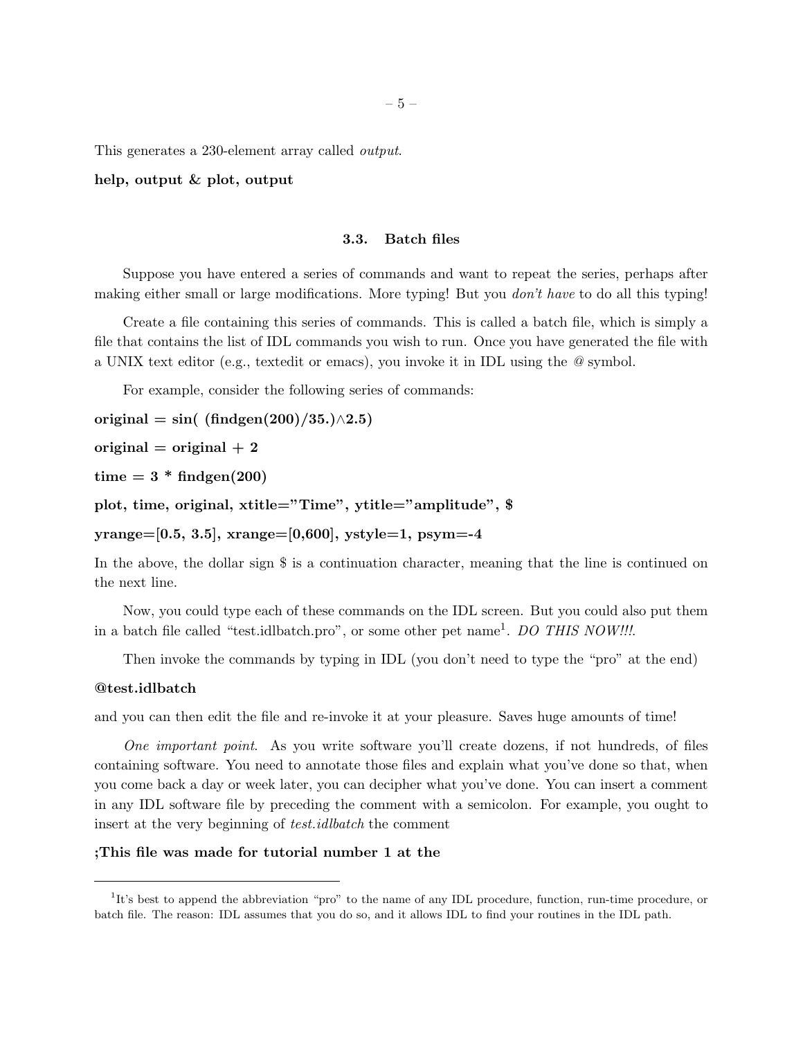This generates a 230-element array called *output*.

**help, output & plot, output**

### 3.3. Batch files

Suppose you have entered a series of commands and want to repeat the series, perhaps after making either small or large modifications. More typing! But you *don't have* to do all this typing!

Create a file containing this series of commands. This is called a batch file, which is simply a file that contains the list of IDL commands you wish to run. Once you have generated the file with a UNIX text editor (e.g., textedit or emacs), you invoke it in IDL using the @ symbol.

For example, consider the following series of commands:

```
original = sin( (findgen(200)/35.)^2.5)

original = original + 2

time = 3 * findgen(200)

plot, time, original, xtitle="Time", ytitle="amplitude", $

yrange=[0.5, 3.5], xrange=[0,600], ystyle=1, psym=-4
```

In the above, the dollar sign $ is a continuation character, meaning that the line is continued on the next line.

Now, you could type each of these commands on the IDL screen. But you could also put them in a batch file called "test.idlbatch.pro", or some other pet name[1]. *DO THIS NOW!!!*.

Then invoke the commands by typing in IDL (you don't need to type the "pro" at the end)

**@test.idlbatch**

and you can then edit the file and re-invoke it at your pleasure. Saves huge amounts of time!

*One important point*. As you write software you'll create dozens, if not hundreds, of files containing software. You need to annotate those files and explain what you've done so that, when you come back a day or week later, you can decipher what you've done. You can insert a comment in any IDL software file by preceding the comment with a semicolon. For example, you ought to insert at the very beginning of *test.idlbatch* the comment

**;This file was made for tutorial number 1 at the**

---

[1] It's best to append the abbreviation "pro" to the name of any IDL procedure, function, run-time procedure, or batch file. The reason: IDL assumes that you do so, and it allows IDL to find your routines in the IDL path.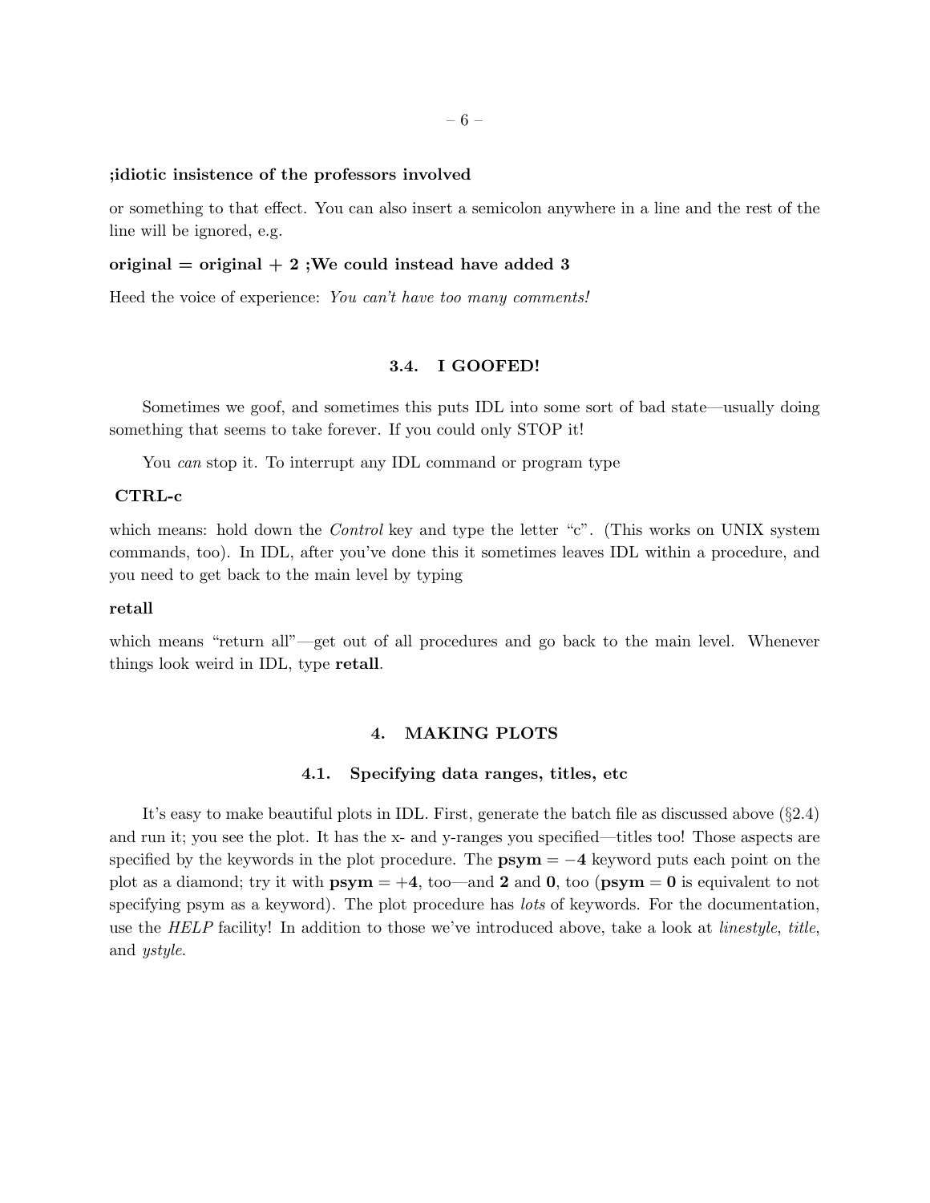**;idiotic insistence of the professors involved**

or something to that effect. You can also insert a semicolon anywhere in a line and the rest of the line will be ignored, e.g.

**original = original + 2 ;We could instead have added 3**

Heed the voice of experience: *You can't have too many comments!*

### 3.4. I GOOFED!

Sometimes we goof, and sometimes this puts IDL into some sort of bad state—usually doing something that seems to take forever. If you could only STOP it!

You *can* stop it. To interrupt any IDL command or program type

**CTRL-c**

which means: hold down the *Control* key and type the letter "c". (This works on UNIX system commands, too). In IDL, after you've done this it sometimes leaves IDL within a procedure, and you need to get back to the main level by typing

**retall**

which means "return all"—get out of all procedures and go back to the main level. Whenever things look weird in IDL, type **retall**.

## 4. MAKING PLOTS

### 4.1. Specifying data ranges, titles, etc

It's easy to make beautiful plots in IDL. First, generate the batch file as discussed above (§2.4) and run it; you see the plot. It has the x- and y-ranges you specified—titles too! Those aspects are specified by the keywords in the plot procedure. The **psym** $= -$**4** keyword puts each point on the plot as a diamond; try it with **psym** $= +$**4**, too—and **2** and **0**, too (**psym = 0** is equivalent to not specifying psym as a keyword). The plot procedure has *lots* of keywords. For the documentation, use the *HELP* facility! In addition to those we've introduced above, take a look at *linestyle*, *title*, and *ystyle*.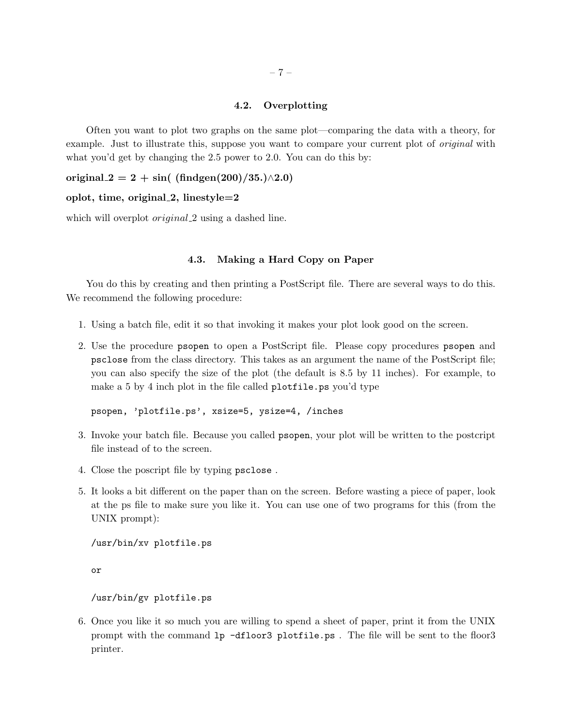### 4.2. Overplotting

Often you want to plot two graphs on the same plot—comparing the data with a theory, for example. Just to illustrate this, suppose you want to compare your current plot of *original* with what you'd get by changing the 2.5 power to 2.0. You can do this by:

**original_2 = 2 + sin( (findgen(200)/35.)∧2.0)**

**oplot, time, original_2, linestyle=2**

which will overplot *original_2* using a dashed line.

### 4.3. Making a Hard Copy on Paper

You do this by creating and then printing a PostScript file. There are several ways to do this. We recommend the following procedure:

1. Using a batch file, edit it so that invoking it makes your plot look good on the screen.
2. Use the procedure `psopen` to open a PostScript file. Please copy procedures `psopen` and `psclose` from the class directory. This takes as an argument the name of the PostScript file; you can also specify the size of the plot (the default is 8.5 by 11 inches). For example, to make a 5 by 4 inch plot in the file called `plotfile.ps` you'd type

   ```
   psopen, 'plotfile.ps', xsize=5, ysize=4, /inches
   ```

3. Invoke your batch file. Because you called `psopen`, your plot will be written to the postcript file instead of to the screen.
4. Close the poscript file by typing `psclose` .
5. It looks a bit different on the paper than on the screen. Before wasting a piece of paper, look at the ps file to make sure you like it. You can use one of two programs for this (from the UNIX prompt):

   ```
   /usr/bin/xv plotfile.ps
   ```

   or

   ```
   /usr/bin/gv plotfile.ps
   ```

6. Once you like it so much you are willing to spend a sheet of paper, print it from the UNIX prompt with the command `lp -dfloor3 plotfile.ps` . The file will be sent to the floor3 printer.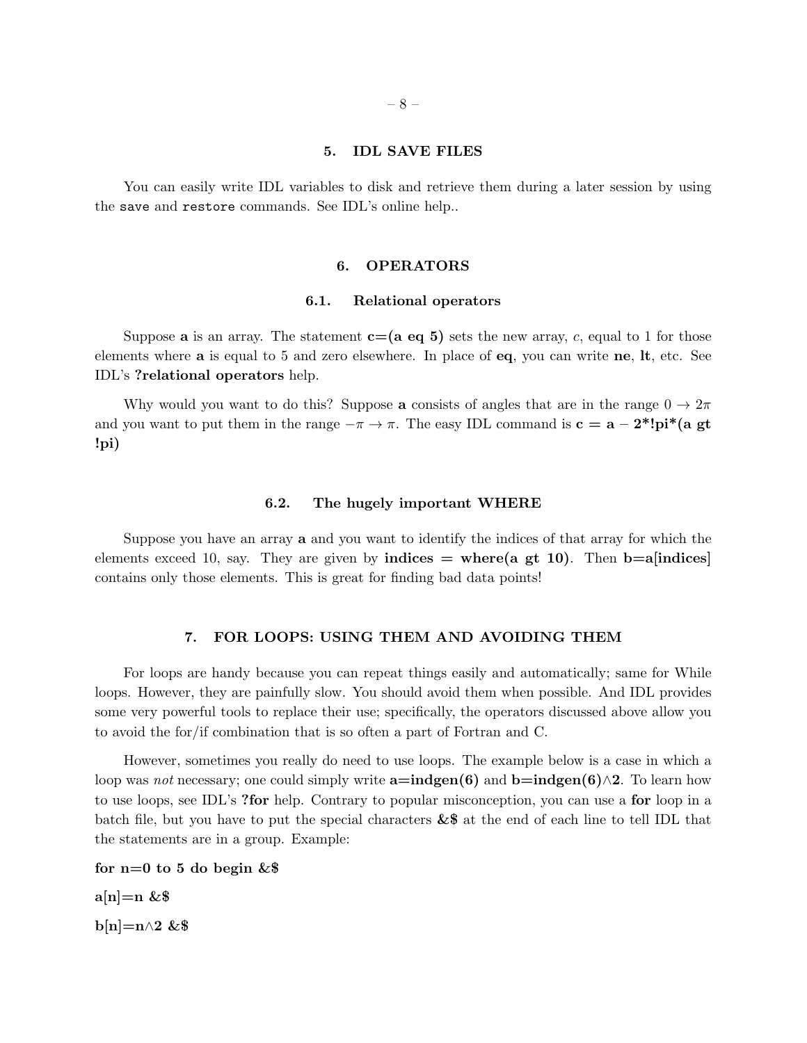## 5. IDL SAVE FILES

You can easily write IDL variables to disk and retrieve them during a later session by using the `save` and `restore` commands. See IDL's online help..

## 6. OPERATORS

### 6.1. Relational operators

Suppose **a** is an array. The statement **c=(a eq 5)** sets the new array, *c*, equal to 1 for those elements where **a** is equal to 5 and zero elsewhere. In place of **eq**, you can write **ne**, **lt**, etc. See IDL's **?relational operators** help.

Why would you want to do this? Suppose **a** consists of angles that are in the range $0 \rightarrow 2\pi$ and you want to put them in the range $-\pi \rightarrow \pi$. The easy IDL command is **c = a – 2*!pi*(a gt !pi)**

### 6.2. The hugely important WHERE

Suppose you have an array **a** and you want to identify the indices of that array for which the elements exceed 10, say. They are given by **indices = where(a gt 10)**. Then **b=a[indices]** contains only those elements. This is great for finding bad data points!

## 7. FOR LOOPS: USING THEM AND AVOIDING THEM

For loops are handy because you can repeat things easily and automatically; same for While loops. However, they are painfully slow. You should avoid them when possible. And IDL provides some very powerful tools to replace their use; specifically, the operators discussed above allow you to avoid the for/if combination that is so often a part of Fortran and C.

However, sometimes you really do need to use loops. The example below is a case in which a loop was *not* necessary; one could simply write **a=indgen(6)** and **b=indgen(6)∧2**. To learn how to use loops, see IDL's **?for** help. Contrary to popular misconception, you can use a **for** loop in a batch file, but you have to put the special characters **&$** at the end of each line to tell IDL that the statements are in a group. Example:

```
for n=0 to 5 do begin &$
a[n]=n &$
b[n]=n∧2 &$
```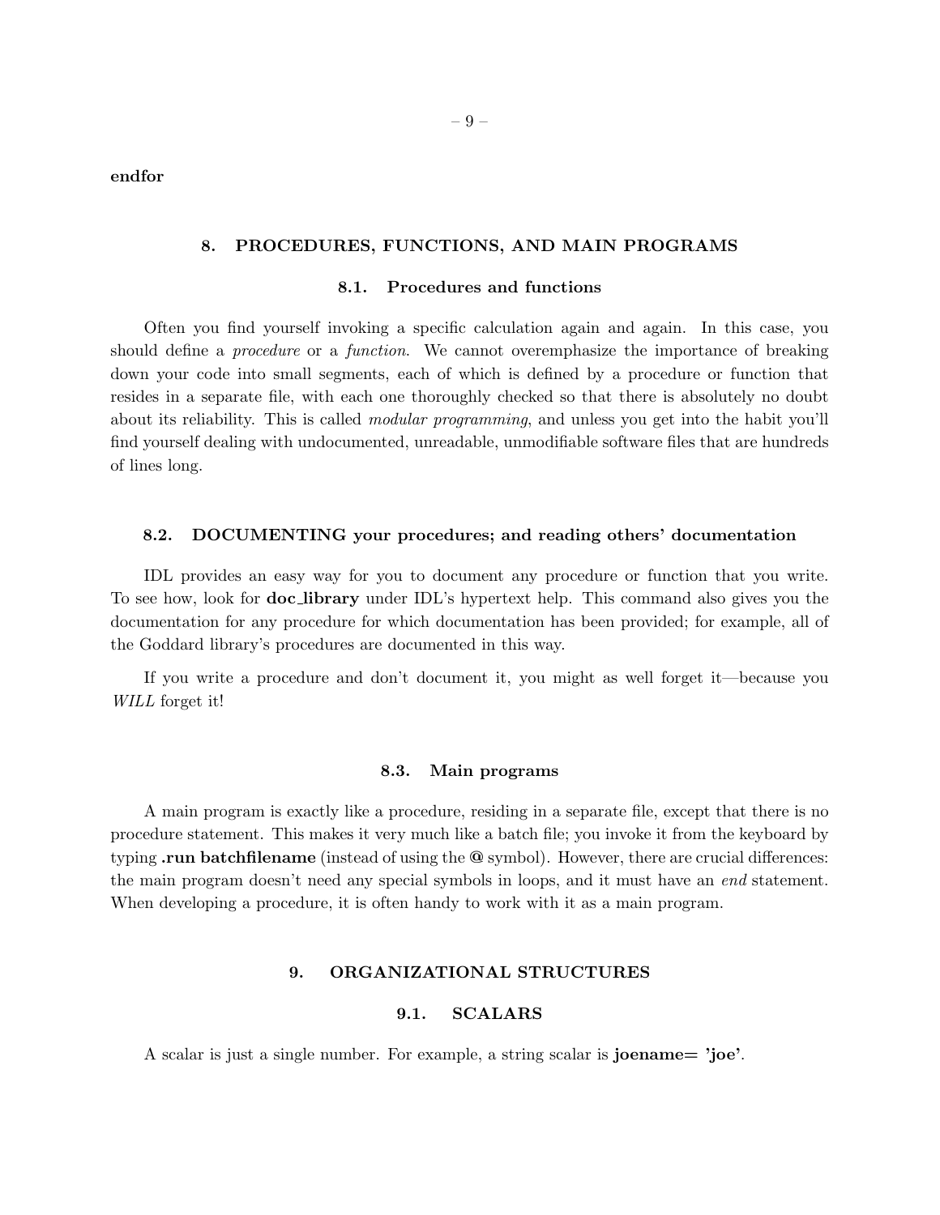**endfor**

## 8. PROCEDURES, FUNCTIONS, AND MAIN PROGRAMS

### 8.1. Procedures and functions

Often you find yourself invoking a specific calculation again and again. In this case, you should define a *procedure* or a *function*. We cannot overemphasize the importance of breaking down your code into small segments, each of which is defined by a procedure or function that resides in a separate file, with each one thoroughly checked so that there is absolutely no doubt about its reliability. This is called *modular programming*, and unless you get into the habit you'll find yourself dealing with undocumented, unreadable, unmodifiable software files that are hundreds of lines long.

### 8.2. DOCUMENTING your procedures; and reading others' documentation

IDL provides an easy way for you to document any procedure or function that you write. To see how, look for **doc_library** under IDL's hypertext help. This command also gives you the documentation for any procedure for which documentation has been provided; for example, all of the Goddard library's procedures are documented in this way.

If you write a procedure and don't document it, you might as well forget it—because you *WILL* forget it!

### 8.3. Main programs

A main program is exactly like a procedure, residing in a separate file, except that there is no procedure statement. This makes it very much like a batch file; you invoke it from the keyboard by typing **.run batchfilename** (instead of using the **@** symbol). However, there are crucial differences: the main program doesn't need any special symbols in loops, and it must have an *end* statement. When developing a procedure, it is often handy to work with it as a main program.

## 9. ORGANIZATIONAL STRUCTURES

### 9.1. SCALARS

A scalar is just a single number. For example, a string scalar is **joename= 'joe'**.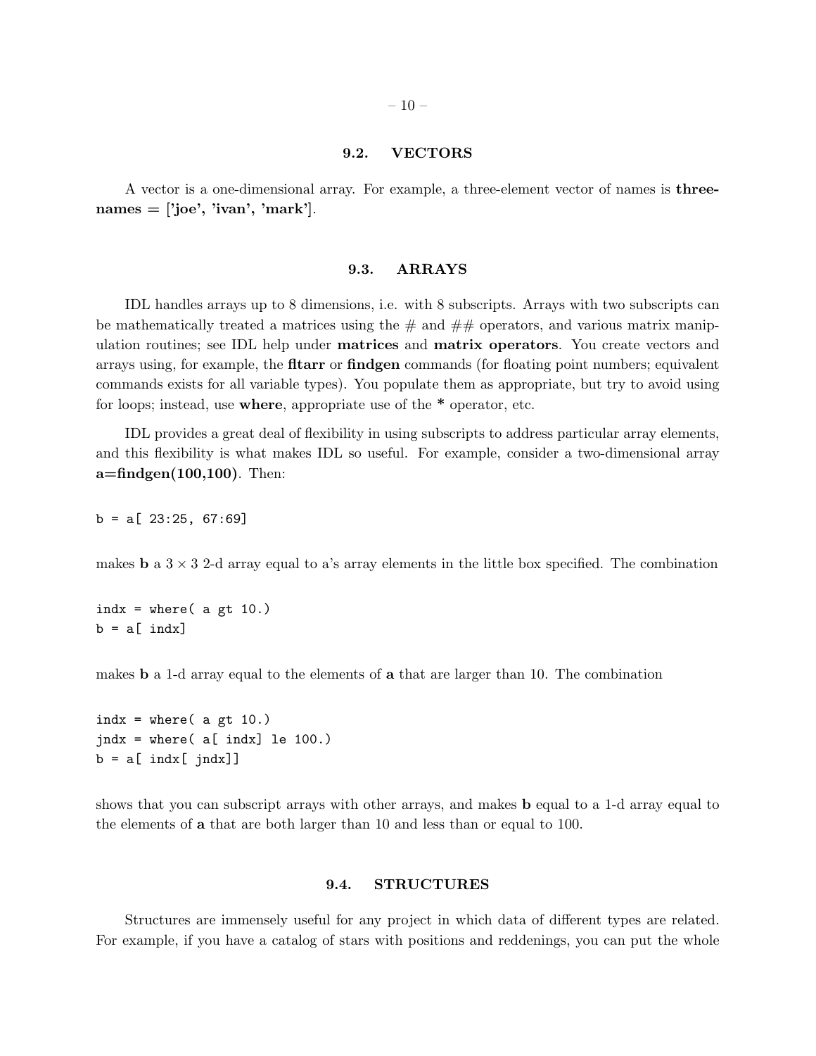### 9.2. VECTORS

A vector is a one-dimensional array. For example, a three-element vector of names is **threenames = ['joe', 'ivan', 'mark']**.

### 9.3. ARRAYS

IDL handles arrays up to 8 dimensions, i.e. with 8 subscripts. Arrays with two subscripts can be mathematically treated a matrices using the # and ## operators, and various matrix manipulation routines; see IDL help under **matrices** and **matrix operators**. You create vectors and arrays using, for example, the **fltarr** or **findgen** commands (for floating point numbers; equivalent commands exists for all variable types). You populate them as appropriate, but try to avoid using for loops; instead, use **where**, appropriate use of the * operator, etc.

IDL provides a great deal of flexibility in using subscripts to address particular array elements, and this flexibility is what makes IDL so useful. For example, consider a two-dimensional array **a=findgen(100,100)**. Then:

```
b = a[ 23:25, 67:69]
```

makes **b** a $3 \times 3$ 2-d array equal to a's array elements in the little box specified. The combination

```
indx = where( a gt 10.)
b = a[ indx]
```

makes **b** a 1-d array equal to the elements of **a** that are larger than 10. The combination

```
indx = where( a gt 10.)
jndx = where( a[ indx] le 100.)
b = a[ indx[ jndx]]
```

shows that you can subscript arrays with other arrays, and makes **b** equal to a 1-d array equal to the elements of **a** that are both larger than 10 and less than or equal to 100.

### 9.4. STRUCTURES

Structures are immensely useful for any project in which data of different types are related. For example, if you have a catalog of stars with positions and reddenings, you can put the whole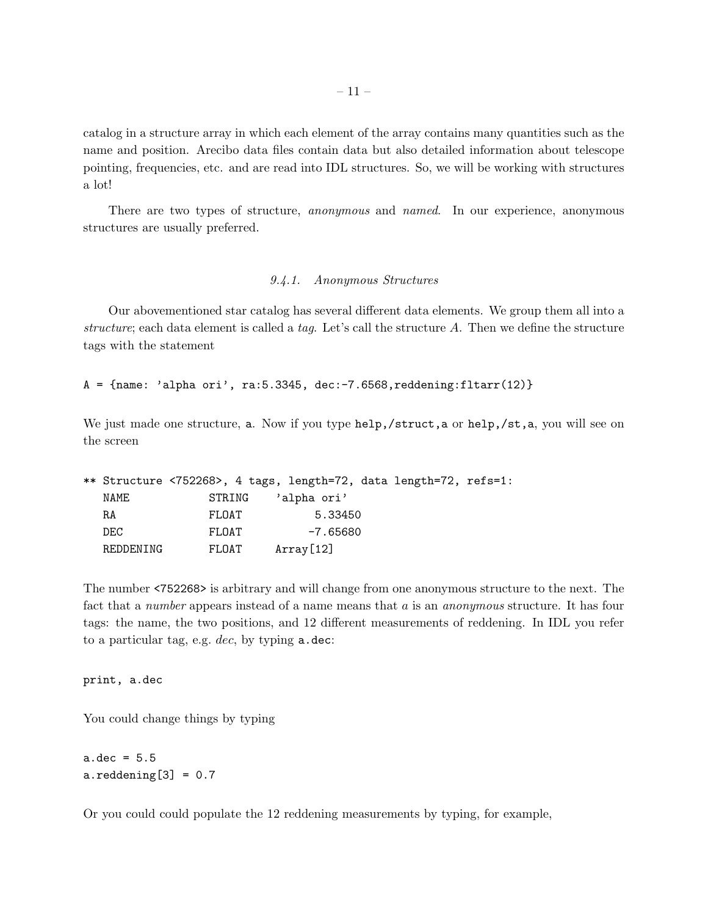catalog in a structure array in which each element of the array contains many quantities such as the name and position. Arecibo data files contain data but also detailed information about telescope pointing, frequencies, etc. and are read into IDL structures. So, we will be working with structures a lot!

There are two types of structure, *anonymous* and *named*. In our experience, anonymous structures are usually preferred.

### 9.4.1. Anonymous Structures

Our abovementioned star catalog has several different data elements. We group them all into a *structure*; each data element is called a *tag*. Let's call the structure $A$. Then we define the structure tags with the statement

```
A = {name: 'alpha ori', ra:5.3345, dec:-7.6568,reddening:fltarr(12)}
```

We just made one structure, `a`. Now if you type `help,/struct,a` or `help,/st,a`, you will see on the screen

```
** Structure <752268>, 4 tags, length=72, data length=72, refs=1:
   NAME            STRING    'alpha ori'
   RA              FLOAT           5.33450
   DEC             FLOAT          -7.65680
   REDDENING       FLOAT     Array[12]
```

The number `<752268>` is arbitrary and will change from one anonymous structure to the next. The fact that a *number* appears instead of a name means that $a$ is an *anonymous* structure. It has four tags: the name, the two positions, and 12 different measurements of reddening. In IDL you refer to a particular tag, e.g. *dec*, by typing `a.dec`:

```
print, a.dec
```

You could change things by typing

```
a.dec = 5.5
a.reddening[3] = 0.7
```

Or you could could populate the 12 reddening measurements by typing, for example,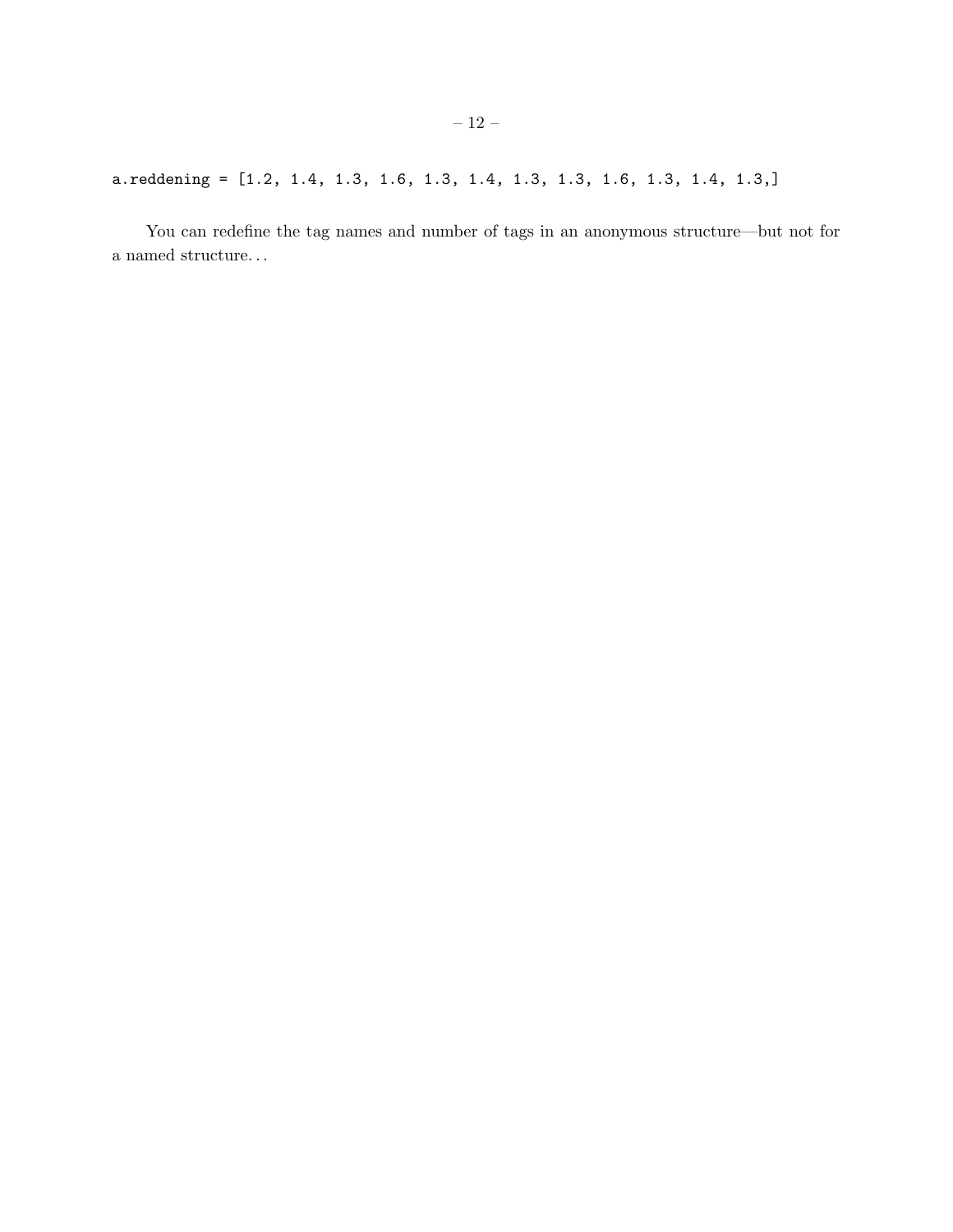```
a.reddening = [1.2, 1.4, 1.3, 1.6, 1.3, 1.4, 1.3, 1.3, 1.6, 1.3, 1.4, 1.3,]
```

You can redefine the tag names and number of tags in an anonymous structure—but not for a named structure…